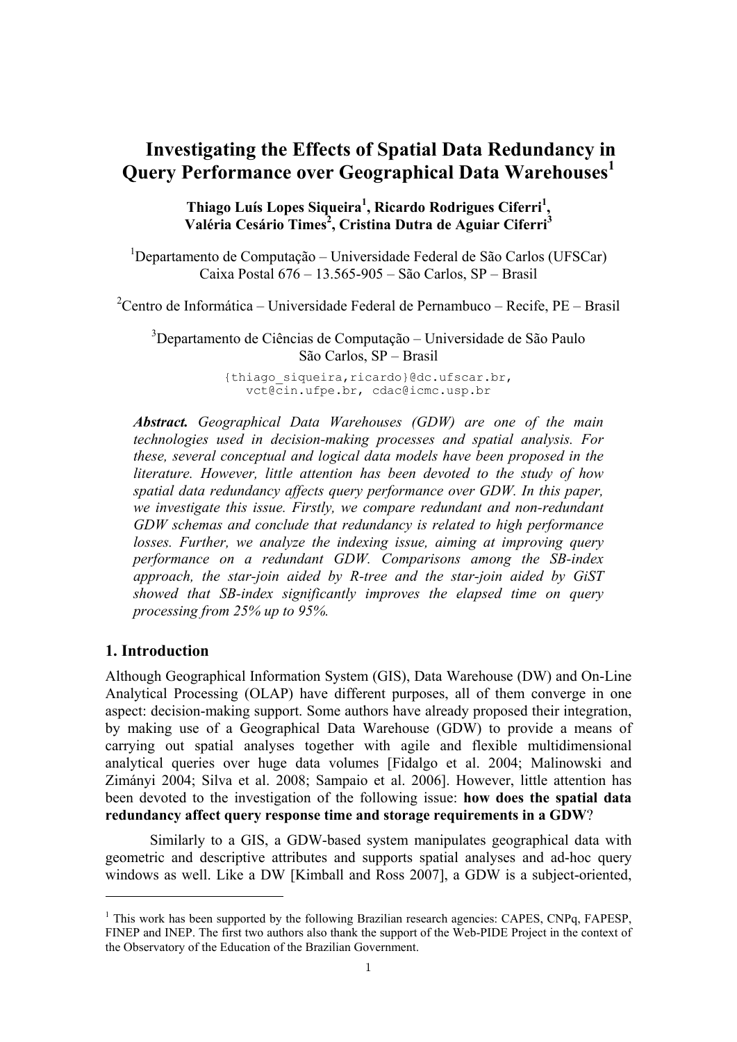# Investigating the Effects of Spatial Data Redundancy in Query Performance over Geographical Data Warehouses[1]

**Thiago Luís Lopes Siqueira[1], Ricardo Rodrigues Ciferri[1], Valéria Cesário Times[2], Cristina Dutra de Aguiar Ciferri[3]**

[1]Departamento de Computação – Universidade Federal de São Carlos (UFSCar)
Caixa Postal 676 – 13.565-905 – São Carlos, SP – Brasil

[2]Centro de Informática – Universidade Federal de Pernambuco – Recife, PE – Brasil

[3]Departamento de Ciências de Computação – Universidade de São Paulo
São Carlos, SP – Brasil

{thiago_siqueira,ricardo}@dc.ufscar.br, vct@cin.ufpe.br, cdac@icmc.usp.br

***Abstract.*** *Geographical Data Warehouses (GDW) are one of the main technologies used in decision-making processes and spatial analysis. For these, several conceptual and logical data models have been proposed in the literature. However, little attention has been devoted to the study of how spatial data redundancy affects query performance over GDW. In this paper, we investigate this issue. Firstly, we compare redundant and non-redundant GDW schemas and conclude that redundancy is related to high performance losses. Further, we analyze the indexing issue, aiming at improving query performance on a redundant GDW. Comparisons among the SB-index approach, the star-join aided by R-tree and the star-join aided by GiST showed that SB-index significantly improves the elapsed time on query processing from 25% up to 95%.*

## 1. Introduction

Although Geographical Information System (GIS), Data Warehouse (DW) and On-Line Analytical Processing (OLAP) have different purposes, all of them converge in one aspect: decision-making support. Some authors have already proposed their integration, by making use of a Geographical Data Warehouse (GDW) to provide a means of carrying out spatial analyses together with agile and flexible multidimensional analytical queries over huge data volumes [Fidalgo et al. 2004; Malinowski and Zimányi 2004; Silva et al. 2008; Sampaio et al. 2006]. However, little attention has been devoted to the investigation of the following issue: **how does the spatial data redundancy affect query response time and storage requirements in a GDW**?

Similarly to a GIS, a GDW-based system manipulates geographical data with geometric and descriptive attributes and supports spatial analyses and ad-hoc query windows as well. Like a DW [Kimball and Ross 2007], a GDW is a subject-oriented,

---

[1] This work has been supported by the following Brazilian research agencies: CAPES, CNPq, FAPESP, FINEP and INEP. The first two authors also thank the support of the Web-PIDE Project in the context of the Observatory of the Education of the Brazilian Government.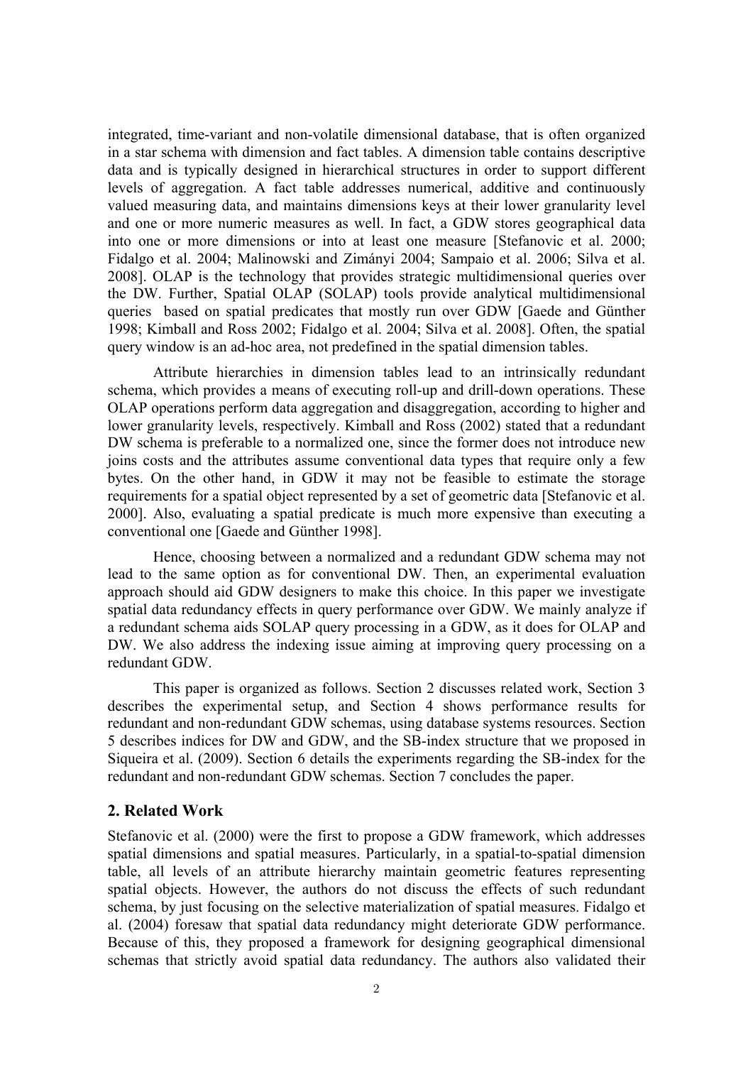integrated, time-variant and non-volatile dimensional database, that is often organized in a star schema with dimension and fact tables. A dimension table contains descriptive data and is typically designed in hierarchical structures in order to support different levels of aggregation. A fact table addresses numerical, additive and continuously valued measuring data, and maintains dimensions keys at their lower granularity level and one or more numeric measures as well. In fact, a GDW stores geographical data into one or more dimensions or into at least one measure [Stefanovic et al. 2000; Fidalgo et al. 2004; Malinowski and Zimányi 2004; Sampaio et al. 2006; Silva et al. 2008]. OLAP is the technology that provides strategic multidimensional queries over the DW. Further, Spatial OLAP (SOLAP) tools provide analytical multidimensional queries based on spatial predicates that mostly run over GDW [Gaede and Günther 1998; Kimball and Ross 2002; Fidalgo et al. 2004; Silva et al. 2008]. Often, the spatial query window is an ad-hoc area, not predefined in the spatial dimension tables.

Attribute hierarchies in dimension tables lead to an intrinsically redundant schema, which provides a means of executing roll-up and drill-down operations. These OLAP operations perform data aggregation and disaggregation, according to higher and lower granularity levels, respectively. Kimball and Ross (2002) stated that a redundant DW schema is preferable to a normalized one, since the former does not introduce new joins costs and the attributes assume conventional data types that require only a few bytes. On the other hand, in GDW it may not be feasible to estimate the storage requirements for a spatial object represented by a set of geometric data [Stefanovic et al. 2000]. Also, evaluating a spatial predicate is much more expensive than executing a conventional one [Gaede and Günther 1998].

Hence, choosing between a normalized and a redundant GDW schema may not lead to the same option as for conventional DW. Then, an experimental evaluation approach should aid GDW designers to make this choice. In this paper we investigate spatial data redundancy effects in query performance over GDW. We mainly analyze if a redundant schema aids SOLAP query processing in a GDW, as it does for OLAP and DW. We also address the indexing issue aiming at improving query processing on a redundant GDW.

This paper is organized as follows. Section 2 discusses related work, Section 3 describes the experimental setup, and Section 4 shows performance results for redundant and non-redundant GDW schemas, using database systems resources. Section 5 describes indices for DW and GDW, and the SB-index structure that we proposed in Siqueira et al. (2009). Section 6 details the experiments regarding the SB-index for the redundant and non-redundant GDW schemas. Section 7 concludes the paper.

## 2. Related Work

Stefanovic et al. (2000) were the first to propose a GDW framework, which addresses spatial dimensions and spatial measures. Particularly, in a spatial-to-spatial dimension table, all levels of an attribute hierarchy maintain geometric features representing spatial objects. However, the authors do not discuss the effects of such redundant schema, by just focusing on the selective materialization of spatial measures. Fidalgo et al. (2004) foresaw that spatial data redundancy might deteriorate GDW performance. Because of this, they proposed a framework for designing geographical dimensional schemas that strictly avoid spatial data redundancy. The authors also validated their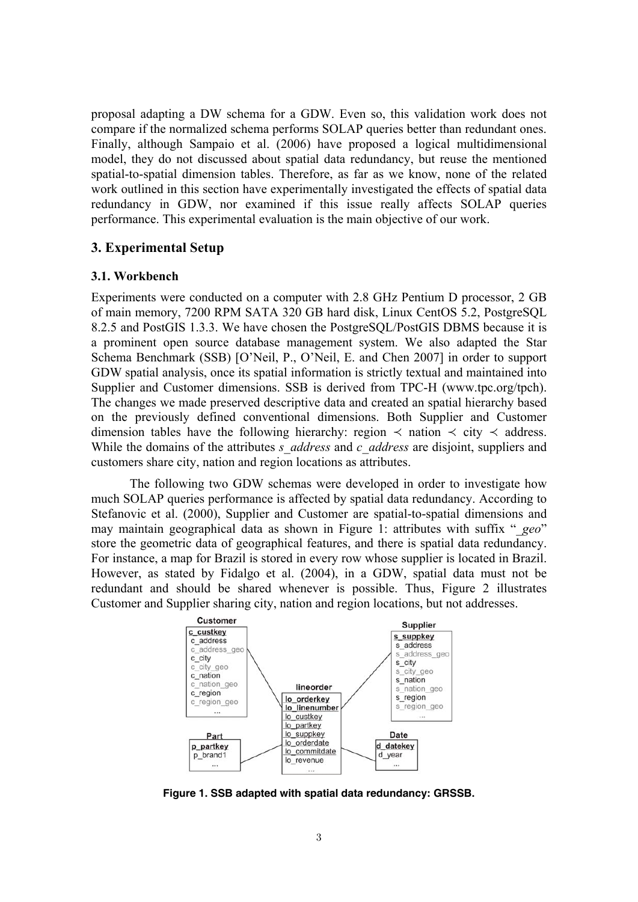proposal adapting a DW schema for a GDW. Even so, this validation work does not compare if the normalized schema performs SOLAP queries better than redundant ones. Finally, although Sampaio et al. (2006) have proposed a logical multidimensional model, they do not discussed about spatial data redundancy, but reuse the mentioned spatial-to-spatial dimension tables. Therefore, as far as we know, none of the related work outlined in this section have experimentally investigated the effects of spatial data redundancy in GDW, nor examined if this issue really affects SOLAP queries performance. This experimental evaluation is the main objective of our work.

## 3. Experimental Setup

### 3.1. Workbench

Experiments were conducted on a computer with 2.8 GHz Pentium D processor, 2 GB of main memory, 7200 RPM SATA 320 GB hard disk, Linux CentOS 5.2, PostgreSQL 8.2.5 and PostGIS 1.3.3. We have chosen the PostgreSQL/PostGIS DBMS because it is a prominent open source database management system. We also adapted the Star Schema Benchmark (SSB) [O'Neil, P., O'Neil, E. and Chen 2007] in order to support GDW spatial analysis, once its spatial information is strictly textual and maintained into Supplier and Customer dimensions. SSB is derived from TPC-H (www.tpc.org/tpch). The changes we made preserved descriptive data and created an spatial hierarchy based on the previously defined conventional dimensions. Both Supplier and Customer dimension tables have the following hierarchy: region $\prec$ nation $\prec$ city $\prec$ address. While the domains of the attributes *s_address* and *c_address* are disjoint, suppliers and customers share city, nation and region locations as attributes.

The following two GDW schemas were developed in order to investigate how much SOLAP queries performance is affected by spatial data redundancy. According to Stefanovic et al. (2000), Supplier and Customer are spatial-to-spatial dimensions and may maintain geographical data as shown in Figure 1: attributes with suffix "*_geo*" store the geometric data of geographical features, and there is spatial data redundancy. For instance, a map for Brazil is stored in every row whose supplier is located in Brazil. However, as stated by Fidalgo et al. (2004), in a GDW, spatial data must not be redundant and should be shared whenever is possible. Thus, Figure 2 illustrates Customer and Supplier sharing city, nation and region locations, but not addresses.

**Figure 1. SSB adapted with spatial data redundancy: GRSSB.**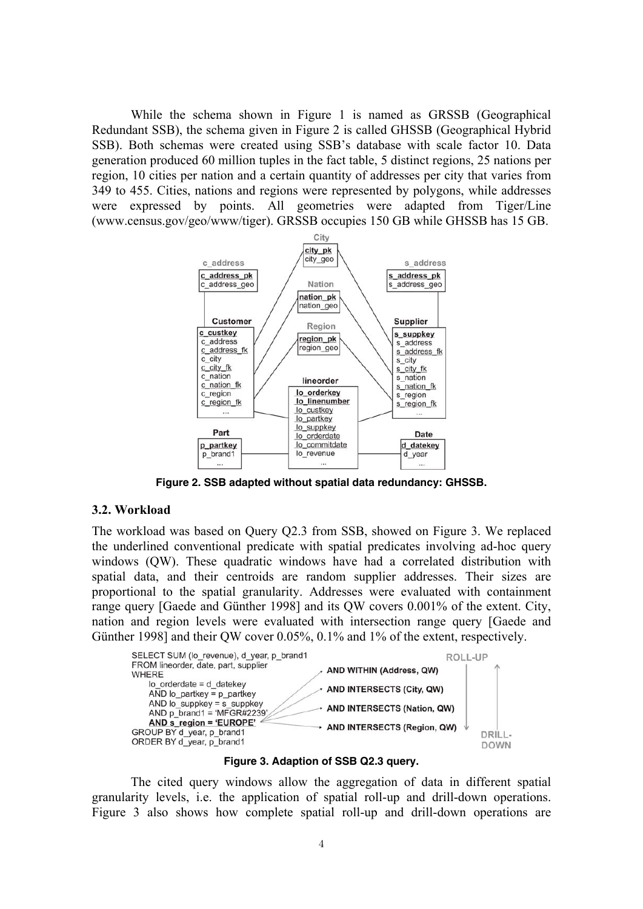While the schema shown in Figure 1 is named as GRSSB (Geographical Redundant SSB), the schema given in Figure 2 is called GHSSB (Geographical Hybrid SSB). Both schemas were created using SSB's database with scale factor 10. Data generation produced 60 million tuples in the fact table, 5 distinct regions, 25 nations per region, 10 cities per nation and a certain quantity of addresses per city that varies from 349 to 455. Cities, nations and regions were represented by polygons, while addresses were expressed by points. All geometries were adapted from Tiger/Line (www.census.gov/geo/www/tiger). GRSSB occupies 150 GB while GHSSB has 15 GB.

**Figure 2. SSB adapted without spatial data redundancy: GHSSB.**

### 3.2. Workload

The workload was based on Query Q2.3 from SSB, showed on Figure 3. We replaced the underlined conventional predicate with spatial predicates involving ad-hoc query windows (QW). These quadratic windows have had a correlated distribution with spatial data, and their centroids are random supplier addresses. Their sizes are proportional to the spatial granularity. Addresses were evaluated with containment range query [Gaede and Günther 1998] and its QW covers 0.001% of the extent. City, nation and region levels were evaluated with intersection range query [Gaede and Günther 1998] and their QW cover 0.05%, 0.1% and 1% of the extent, respectively.

```
SELECT SUM (lo_revenue), d_year, p_brand1
FROM lineorder, date, part, supplier
WHERE
    lo_orderdate = d_datekey
    AND lo_partkey = p_partkey
    AND lo_suppkey = s_suppkey
    AND p_brand1 = 'MFGR#2239'
    AND s_region = 'EUROPE'
GROUP BY d_year, p_brand1
ORDER BY d_year, p_brand1
```

```
AND WITHIN (Address, QW)
AND INTERSECTS (City, QW)
AND INTERSECTS (Nation, QW)
AND INTERSECTS (Region, QW)
```

ROLL-UP / DRILL-DOWN

**Figure 3. Adaption of SSB Q2.3 query.**

The cited query windows allow the aggregation of data in different spatial granularity levels, i.e. the application of spatial roll-up and drill-down operations. Figure 3 also shows how complete spatial roll-up and drill-down operations are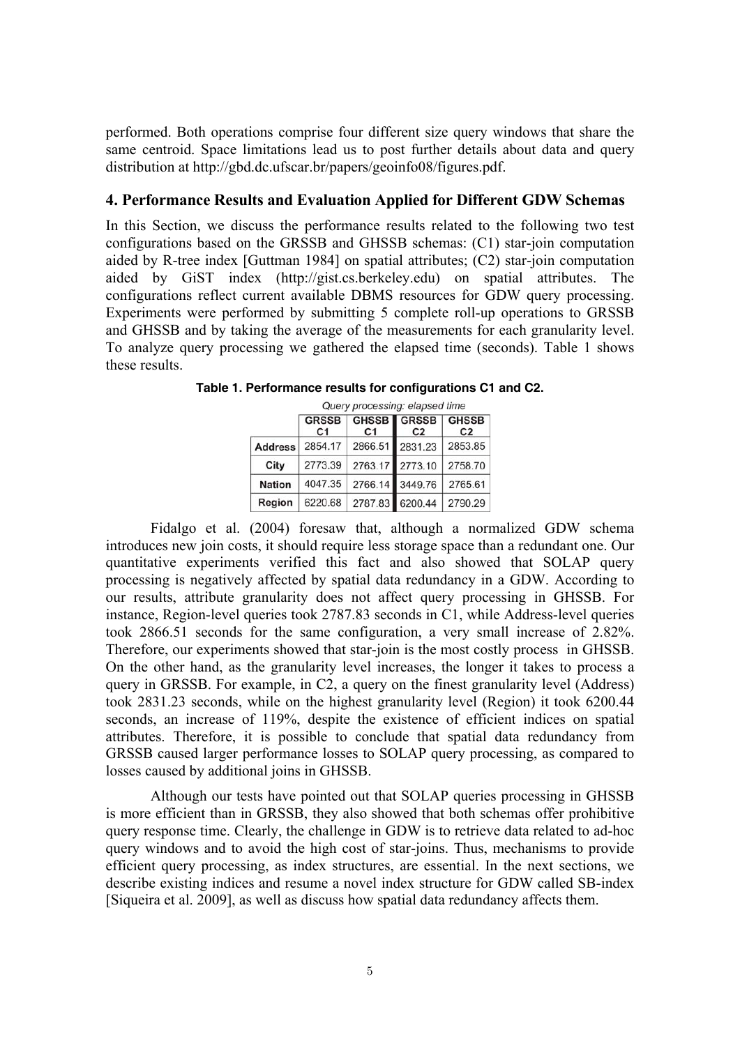performed. Both operations comprise four different size query windows that share the same centroid. Space limitations lead us to post further details about data and query distribution at http://gbd.dc.ufscar.br/papers/geoinfo08/figures.pdf.

## 4. Performance Results and Evaluation Applied for Different GDW Schemas

In this Section, we discuss the performance results related to the following two test configurations based on the GRSSB and GHSSB schemas: (C1) star-join computation aided by R-tree index [Guttman 1984] on spatial attributes; (C2) star-join computation aided by GiST index (http://gist.cs.berkeley.edu) on spatial attributes. The configurations reflect current available DBMS resources for GDW query processing. Experiments were performed by submitting 5 complete roll-up operations to GRSSB and GHSSB and by taking the average of the measurements for each granularity level. To analyze query processing we gathered the elapsed time (seconds). Table 1 shows these results.

**Table 1. Performance results for configurations C1 and C2.**

| | Query processing: elapsed time | | | |
|---|---|---|---|---|
| | GRSSB C1 | GHSSB C1 | GRSSB C2 | GHSSB C2 |
| **Address** | 2854.17 | 2866.51 | 2831.23 | 2853.85 |
| **City** | 2773.39 | 2763.17 | 2773.10 | 2758.70 |
| **Nation** | 4047.35 | 2766.14 | 3449.76 | 2765.61 |
| **Region** | 6220.68 | 2787.83 | 6200.44 | 2790.29 |

Fidalgo et al. (2004) foresaw that, although a normalized GDW schema introduces new join costs, it should require less storage space than a redundant one. Our quantitative experiments verified this fact and also showed that SOLAP query processing is negatively affected by spatial data redundancy in a GDW. According to our results, attribute granularity does not affect query processing in GHSSB. For instance, Region-level queries took 2787.83 seconds in C1, while Address-level queries took 2866.51 seconds for the same configuration, a very small increase of 2.82%. Therefore, our experiments showed that star-join is the most costly process in GHSSB. On the other hand, as the granularity level increases, the longer it takes to process a query in GRSSB. For example, in C2, a query on the finest granularity level (Address) took 2831.23 seconds, while on the highest granularity level (Region) it took 6200.44 seconds, an increase of 119%, despite the existence of efficient indices on spatial attributes. Therefore, it is possible to conclude that spatial data redundancy from GRSSB caused larger performance losses to SOLAP query processing, as compared to losses caused by additional joins in GHSSB.

Although our tests have pointed out that SOLAP queries processing in GHSSB is more efficient than in GRSSB, they also showed that both schemas offer prohibitive query response time. Clearly, the challenge in GDW is to retrieve data related to ad-hoc query windows and to avoid the high cost of star-joins. Thus, mechanisms to provide efficient query processing, as index structures, are essential. In the next sections, we describe existing indices and resume a novel index structure for GDW called SB-index [Siqueira et al. 2009], as well as discuss how spatial data redundancy affects them.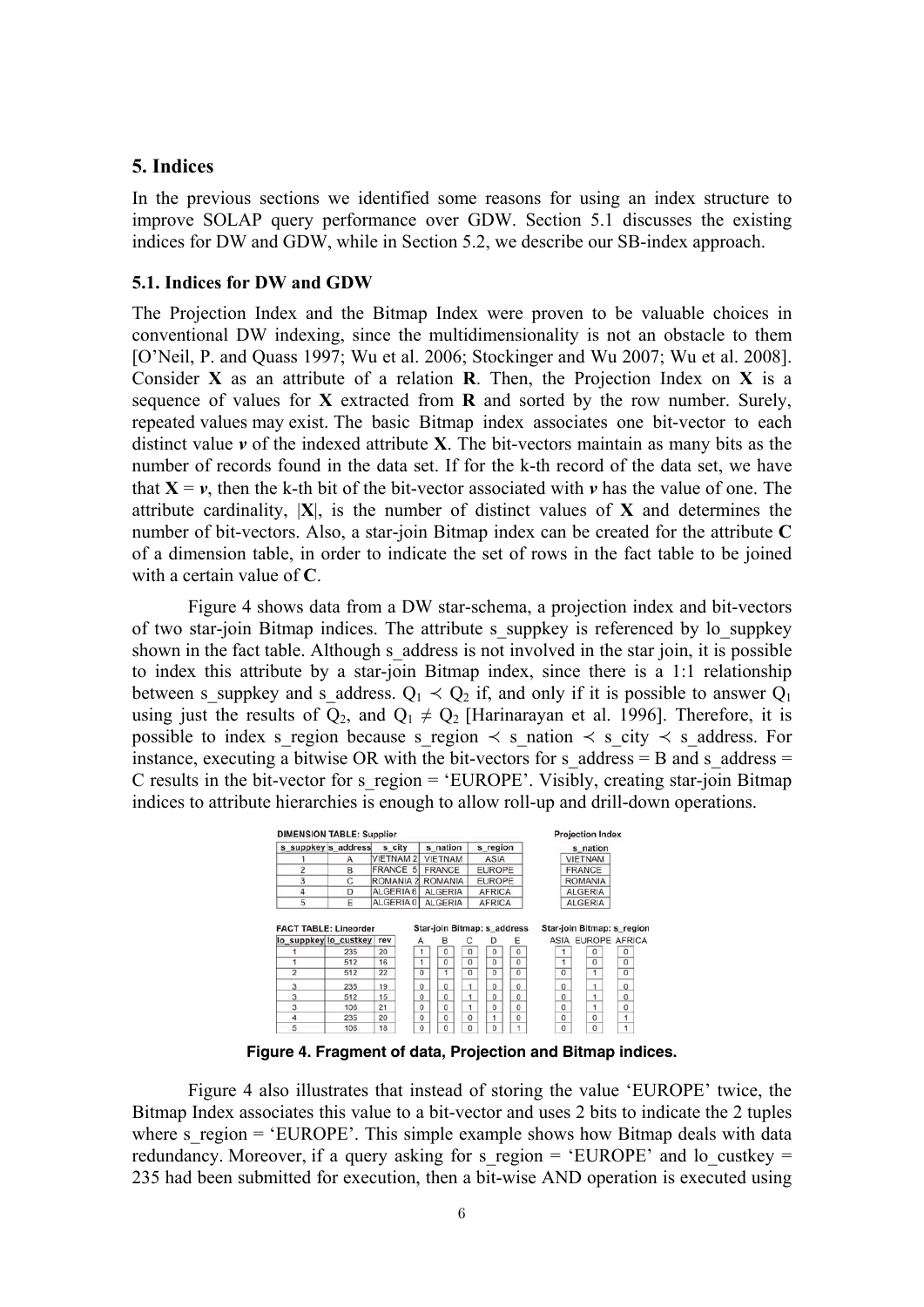## 5. Indices

In the previous sections we identified some reasons for using an index structure to improve SOLAP query performance over GDW. Section 5.1 discusses the existing indices for DW and GDW, while in Section 5.2, we describe our SB-index approach.

### 5.1. Indices for DW and GDW

The Projection Index and the Bitmap Index were proven to be valuable choices in conventional DW indexing, since the multidimensionality is not an obstacle to them [O'Neil, P. and Quass 1997; Wu et al. 2006; Stockinger and Wu 2007; Wu et al. 2008]. Consider **X** as an attribute of a relation **R**. Then, the Projection Index on **X** is a sequence of values for **X** extracted from **R** and sorted by the row number. Surely, repeated values may exist. The basic Bitmap index associates one bit-vector to each distinct value ***v*** of the indexed attribute **X**. The bit-vectors maintain as many bits as the number of records found in the data set. If for the k-th record of the data set, we have that **X** = ***v***, then the k-th bit of the bit-vector associated with ***v*** has the value of one. The attribute cardinality, |**X**|, is the number of distinct values of **X** and determines the number of bit-vectors. Also, a star-join Bitmap index can be created for the attribute **C** of a dimension table, in order to indicate the set of rows in the fact table to be joined with a certain value of **C**.

Figure 4 shows data from a DW star-schema, a projection index and bit-vectors of two star-join Bitmap indices. The attribute s_suppkey is referenced by lo_suppkey shown in the fact table. Although s_address is not involved in the star join, it is possible to index this attribute by a star-join Bitmap index, since there is a 1:1 relationship between s_suppkey and s_address. $Q_1 \prec Q_2$ if, and only if it is possible to answer $Q_1$ using just the results of $Q_2$, and $Q_1 \neq Q_2$ [Harinarayan et al. 1996]. Therefore, it is possible to index s_region because s_region $\prec$ s_nation $\prec$ s_city $\prec$ s_address. For instance, executing a bitwise OR with the bit-vectors for s_address = B and s_address = C results in the bit-vector for s_region = 'EUROPE'. Visibly, creating star-join Bitmap indices to attribute hierarchies is enough to allow roll-up and drill-down operations.

**DIMENSION TABLE: Supplier**

| s_suppkey | s_address | s_city | s_nation | s_region |
|---|---|---|---|---|
| 1 | A | VIETNAM 2 | VIETNAM | ASIA |
| 2 | B | FRANCE 5 | FRANCE | EUROPE |
| 3 | C | ROMANIA 2 | ROMANIA | EUROPE |
| 4 | D | ALGERIA 6 | ALGERIA | AFRICA |
| 5 | E | ALGERIA 0 | ALGERIA | AFRICA |

**Projection Index**

| s_nation |
|---|
| VIETNAM |
| FRANCE |
| ROMANIA |
| ALGERIA |
| ALGERIA |

**FACT TABLE: Lineorder** / **Star-join Bitmap: s_address** / **Star-join Bitmap: s_region**

| lo_suppkey | lo_custkey | rev | A | B | C | D | E | ASIA | EUROPE | AFRICA |
|---|---|---|---|---|---|---|---|---|---|---|
| 1 | 235 | 20 | 1 | 0 | 0 | 0 | 0 | 1 | 0 | 0 |
| 1 | 512 | 16 | 1 | 0 | 0 | 0 | 0 | 1 | 0 | 0 |
| 2 | 512 | 22 | 0 | 1 | 0 | 0 | 0 | 0 | 1 | 0 |
| 3 | 235 | 19 | 0 | 0 | 1 | 0 | 0 | 0 | 1 | 0 |
| 3 | 512 | 15 | 0 | 0 | 1 | 0 | 0 | 0 | 1 | 0 |
| 3 | 106 | 21 | 0 | 0 | 1 | 0 | 0 | 0 | 1 | 0 |
| 4 | 235 | 20 | 0 | 0 | 0 | 1 | 0 | 0 | 0 | 1 |
| 5 | 106 | 18 | 0 | 0 | 0 | 0 | 1 | 0 | 0 | 1 |

**Figure 4. Fragment of data, Projection and Bitmap indices.**

Figure 4 also illustrates that instead of storing the value 'EUROPE' twice, the Bitmap Index associates this value to a bit-vector and uses 2 bits to indicate the 2 tuples where s_region = 'EUROPE'. This simple example shows how Bitmap deals with data redundancy. Moreover, if a query asking for s_region = 'EUROPE' and lo_custkey = 235 had been submitted for execution, then a bit-wise AND operation is executed using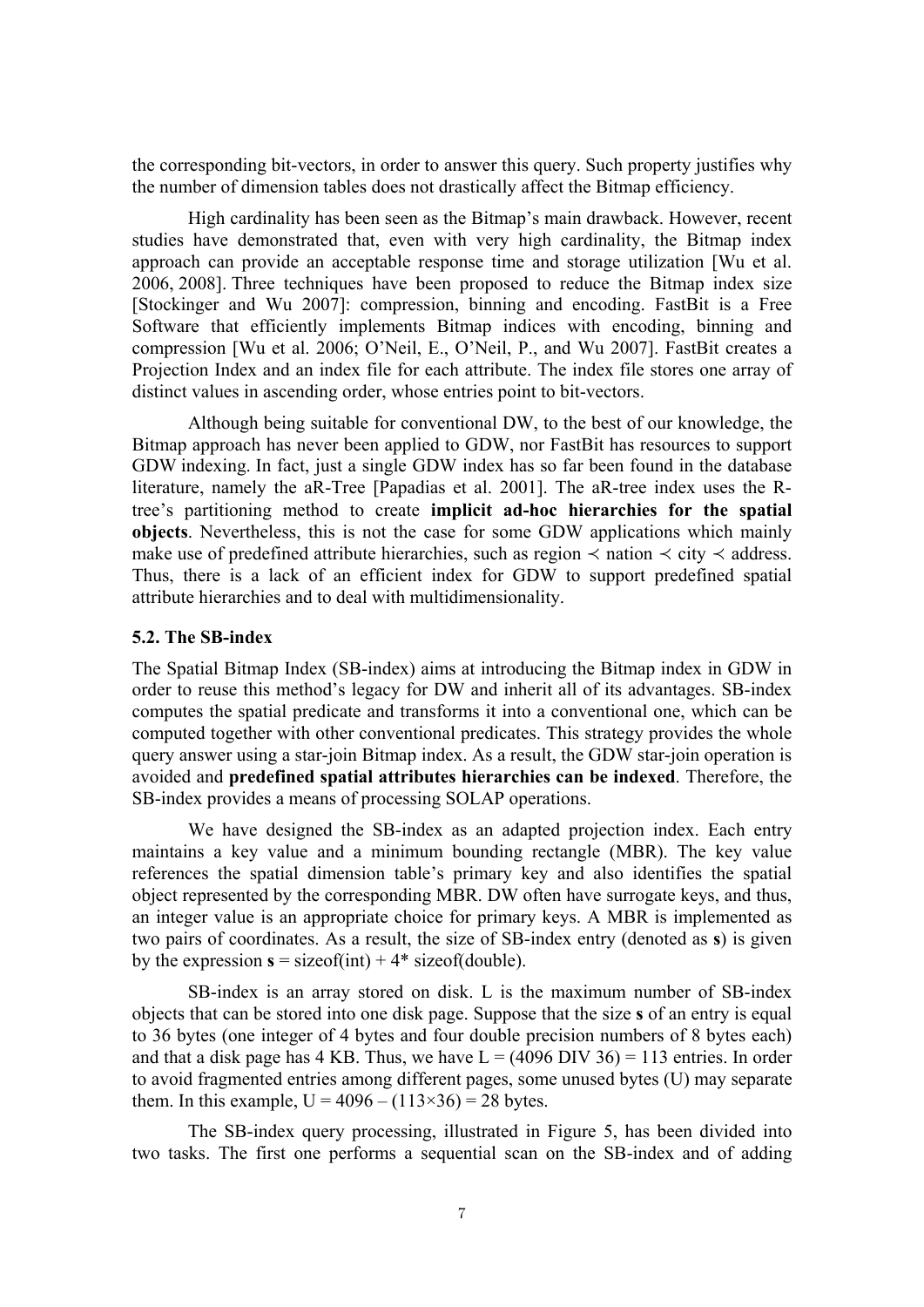the corresponding bit-vectors, in order to answer this query. Such property justifies why the number of dimension tables does not drastically affect the Bitmap efficiency.

High cardinality has been seen as the Bitmap's main drawback. However, recent studies have demonstrated that, even with very high cardinality, the Bitmap index approach can provide an acceptable response time and storage utilization [Wu et al. 2006, 2008]. Three techniques have been proposed to reduce the Bitmap index size [Stockinger and Wu 2007]: compression, binning and encoding. FastBit is a Free Software that efficiently implements Bitmap indices with encoding, binning and compression [Wu et al. 2006; O'Neil, E., O'Neil, P., and Wu 2007]. FastBit creates a Projection Index and an index file for each attribute. The index file stores one array of distinct values in ascending order, whose entries point to bit-vectors.

Although being suitable for conventional DW, to the best of our knowledge, the Bitmap approach has never been applied to GDW, nor FastBit has resources to support GDW indexing. In fact, just a single GDW index has so far been found in the database literature, namely the aR-Tree [Papadias et al. 2001]. The aR-tree index uses the R-tree's partitioning method to create **implicit ad-hoc hierarchies for the spatial objects**. Nevertheless, this is not the case for some GDW applications which mainly make use of predefined attribute hierarchies, such as region $\prec$ nation $\prec$ city $\prec$ address. Thus, there is a lack of an efficient index for GDW to support predefined spatial attribute hierarchies and to deal with multidimensionality.

### 5.2. The SB-index

The Spatial Bitmap Index (SB-index) aims at introducing the Bitmap index in GDW in order to reuse this method's legacy for DW and inherit all of its advantages. SB-index computes the spatial predicate and transforms it into a conventional one, which can be computed together with other conventional predicates. This strategy provides the whole query answer using a star-join Bitmap index. As a result, the GDW star-join operation is avoided and **predefined spatial attributes hierarchies can be indexed**. Therefore, the SB-index provides a means of processing SOLAP operations.

We have designed the SB-index as an adapted projection index. Each entry maintains a key value and a minimum bounding rectangle (MBR). The key value references the spatial dimension table's primary key and also identifies the spatial object represented by the corresponding MBR. DW often have surrogate keys, and thus, an integer value is an appropriate choice for primary keys. A MBR is implemented as two pairs of coordinates. As a result, the size of SB-index entry (denoted as **s**) is given by the expression **s** = sizeof(int) + 4* sizeof(double).

SB-index is an array stored on disk. L is the maximum number of SB-index objects that can be stored into one disk page. Suppose that the size **s** of an entry is equal to 36 bytes (one integer of 4 bytes and four double precision numbers of 8 bytes each) and that a disk page has 4 KB. Thus, we have L = (4096 DIV 36) = 113 entries. In order to avoid fragmented entries among different pages, some unused bytes (U) may separate them. In this example, U = 4096 – (113×36) = 28 bytes.

The SB-index query processing, illustrated in Figure 5, has been divided into two tasks. The first one performs a sequential scan on the SB-index and of adding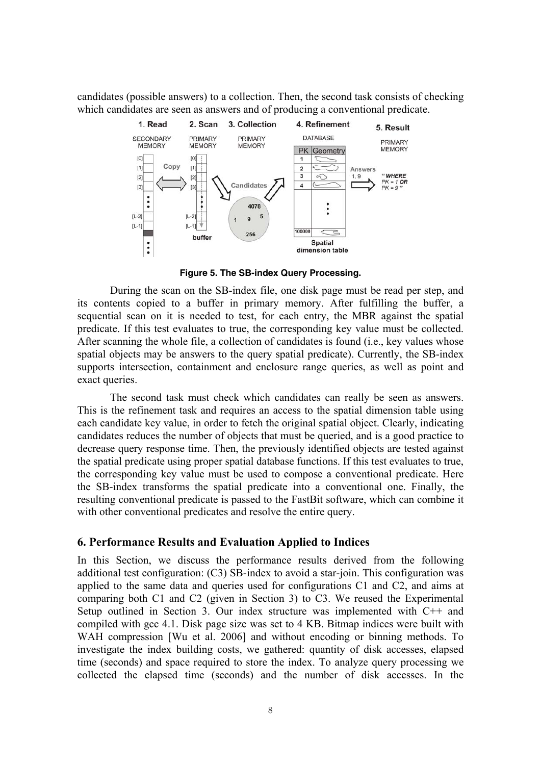candidates (possible answers) to a collection. Then, the second task consists of checking which candidates are seen as answers and of producing a conventional predicate.

**Figure 5. The SB-index Query Processing.**

During the scan on the SB-index file, one disk page must be read per step, and its contents copied to a buffer in primary memory. After fulfilling the buffer, a sequential scan on it is needed to test, for each entry, the MBR against the spatial predicate. If this test evaluates to true, the corresponding key value must be collected. After scanning the whole file, a collection of candidates is found (i.e., key values whose spatial objects may be answers to the query spatial predicate). Currently, the SB-index supports intersection, containment and enclosure range queries, as well as point and exact queries.

The second task must check which candidates can really be seen as answers. This is the refinement task and requires an access to the spatial dimension table using each candidate key value, in order to fetch the original spatial object. Clearly, indicating candidates reduces the number of objects that must be queried, and is a good practice to decrease query response time. Then, the previously identified objects are tested against the spatial predicate using proper spatial database functions. If this test evaluates to true, the corresponding key value must be used to compose a conventional predicate. Here the SB-index transforms the spatial predicate into a conventional one. Finally, the resulting conventional predicate is passed to the FastBit software, which can combine it with other conventional predicates and resolve the entire query.

## 6. Performance Results and Evaluation Applied to Indices

In this Section, we discuss the performance results derived from the following additional test configuration: (C3) SB-index to avoid a star-join. This configuration was applied to the same data and queries used for configurations C1 and C2, and aims at comparing both C1 and C2 (given in Section 3) to C3. We reused the Experimental Setup outlined in Section 3. Our index structure was implemented with C++ and compiled with gcc 4.1. Disk page size was set to 4 KB. Bitmap indices were built with WAH compression [Wu et al. 2006] and without encoding or binning methods. To investigate the index building costs, we gathered: quantity of disk accesses, elapsed time (seconds) and space required to store the index. To analyze query processing we collected the elapsed time (seconds) and the number of disk accesses. In the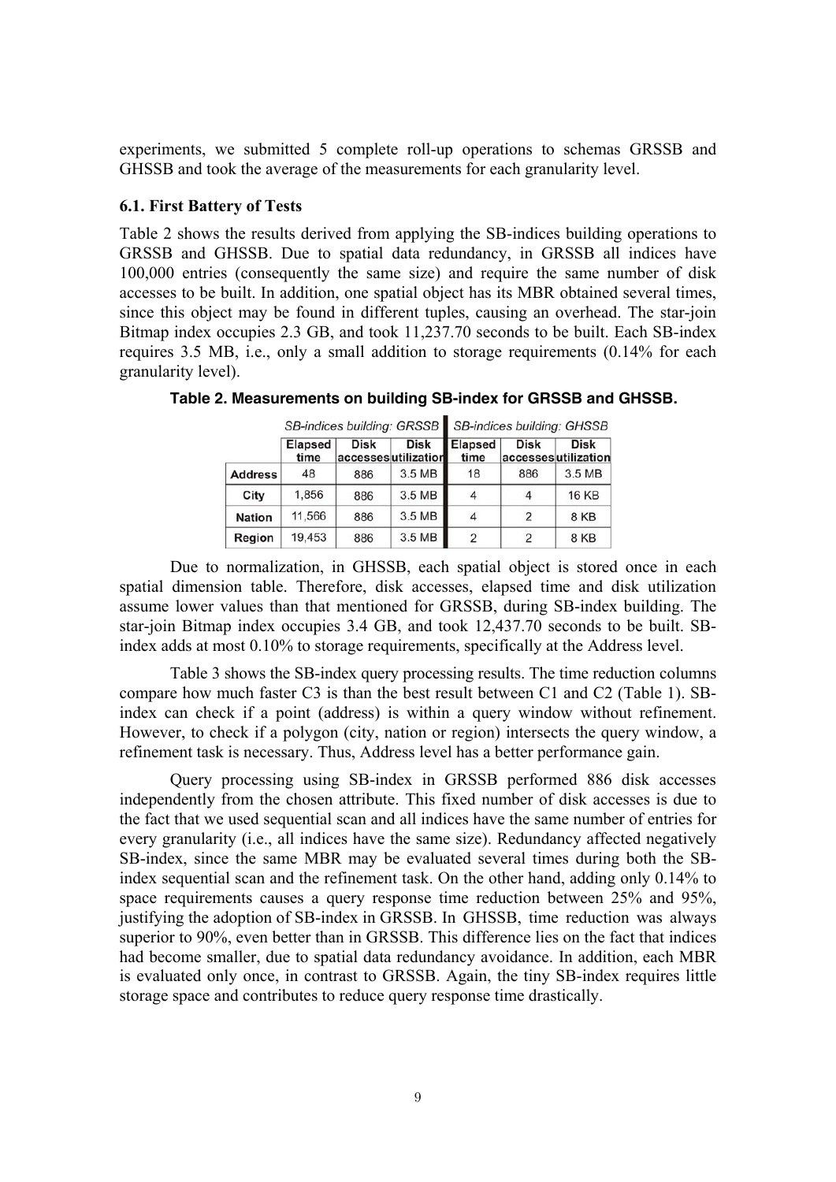experiments, we submitted 5 complete roll-up operations to schemas GRSSB and GHSSB and took the average of the measurements for each granularity level.

### 6.1. First Battery of Tests

Table 2 shows the results derived from applying the SB-indices building operations to GRSSB and GHSSB. Due to spatial data redundancy, in GRSSB all indices have 100,000 entries (consequently the same size) and require the same number of disk accesses to be built. In addition, one spatial object has its MBR obtained several times, since this object may be found in different tuples, causing an overhead. The star-join Bitmap index occupies 2.3 GB, and took 11,237.70 seconds to be built. Each SB-index requires 3.5 MB, i.e., only a small addition to storage requirements (0.14% for each granularity level).

**Table 2. Measurements on building SB-index for GRSSB and GHSSB.**

| | *SB-indices building: GRSSB* | | | *SB-indices building: GHSSB* | | |
|---|---|---|---|---|---|---|
| | Elapsed time | Disk accesses | Disk utilization | Elapsed time | Disk accesses | Disk utilization |
| **Address** | 48 | 886 | 3.5 MB | 18 | 886 | 3.5 MB |
| **City** | 1,856 | 886 | 3.5 MB | 4 | 4 | 16 KB |
| **Nation** | 11,566 | 886 | 3.5 MB | 4 | 2 | 8 KB |
| **Region** | 19,453 | 886 | 3.5 MB | 2 | 2 | 8 KB |

Due to normalization, in GHSSB, each spatial object is stored once in each spatial dimension table. Therefore, disk accesses, elapsed time and disk utilization assume lower values than that mentioned for GRSSB, during SB-index building. The star-join Bitmap index occupies 3.4 GB, and took 12,437.70 seconds to be built. SB-index adds at most 0.10% to storage requirements, specifically at the Address level.

Table 3 shows the SB-index query processing results. The time reduction columns compare how much faster C3 is than the best result between C1 and C2 (Table 1). SB-index can check if a point (address) is within a query window without refinement. However, to check if a polygon (city, nation or region) intersects the query window, a refinement task is necessary. Thus, Address level has a better performance gain.

Query processing using SB-index in GRSSB performed 886 disk accesses independently from the chosen attribute. This fixed number of disk accesses is due to the fact that we used sequential scan and all indices have the same number of entries for every granularity (i.e., all indices have the same size). Redundancy affected negatively SB-index, since the same MBR may be evaluated several times during both the SB-index sequential scan and the refinement task. On the other hand, adding only 0.14% to space requirements causes a query response time reduction between 25% and 95%, justifying the adoption of SB-index in GRSSB. In GHSSB, time reduction was always superior to 90%, even better than in GRSSB. This difference lies on the fact that indices had become smaller, due to spatial data redundancy avoidance. In addition, each MBR is evaluated only once, in contrast to GRSSB. Again, the tiny SB-index requires little storage space and contributes to reduce query response time drastically.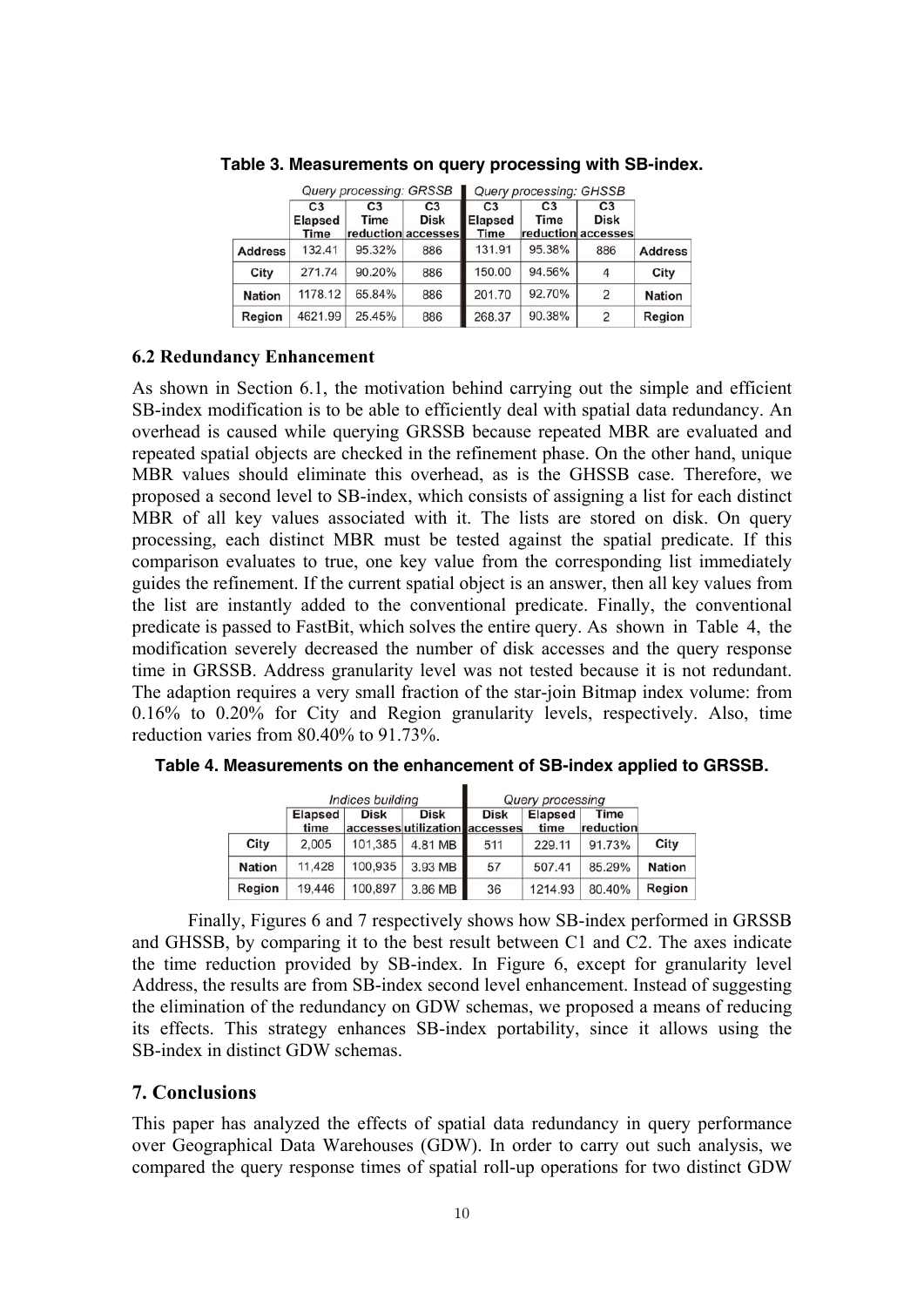**Table 3. Measurements on query processing with SB-index.**

| | Query processing: GRSSB | | | Query processing: GHSSB | | | |
|---|---|---|---|---|---|---|---|
| | C3 Elapsed Time | C3 Time reduction | C3 Disk accesses | C3 Elapsed Time | C3 Time reduction | C3 Disk accesses | |
| Address | 132.41 | 95.32% | 886 | 131.91 | 95.38% | 886 | Address |
| City | 271.74 | 90.20% | 886 | 150.00 | 94.56% | 4 | City |
| Nation | 1178.12 | 65.84% | 886 | 201.70 | 92.70% | 2 | Nation |
| Region | 4621.99 | 25.45% | 886 | 268.37 | 90.38% | 2 | Region |

### 6.2 Redundancy Enhancement

As shown in Section 6.1, the motivation behind carrying out the simple and efficient SB-index modification is to be able to efficiently deal with spatial data redundancy. An overhead is caused while querying GRSSB because repeated MBR are evaluated and repeated spatial objects are checked in the refinement phase. On the other hand, unique MBR values should eliminate this overhead, as is the GHSSB case. Therefore, we proposed a second level to SB-index, which consists of assigning a list for each distinct MBR of all key values associated with it. The lists are stored on disk. On query processing, each distinct MBR must be tested against the spatial predicate. If this comparison evaluates to true, one key value from the corresponding list immediately guides the refinement. If the current spatial object is an answer, then all key values from the list are instantly added to the conventional predicate. Finally, the conventional predicate is passed to FastBit, which solves the entire query. As shown in Table 4, the modification severely decreased the number of disk accesses and the query response time in GRSSB. Address granularity level was not tested because it is not redundant. The adaption requires a very small fraction of the star-join Bitmap index volume: from 0.16% to 0.20% for City and Region granularity levels, respectively. Also, time reduction varies from 80.40% to 91.73%.

**Table 4. Measurements on the enhancement of SB-index applied to GRSSB.**

| | Indices building | | | Query processing | | | |
|---|---|---|---|---|---|---|---|
| | Elapsed time | Disk accesses | Disk utilization | Disk accesses | Elapsed time | Time reduction | |
| City | 2,005 | 101,385 | 4.81 MB | 511 | 229.11 | 91.73% | City |
| Nation | 11,428 | 100,935 | 3.93 MB | 57 | 507.41 | 85.29% | Nation |
| Region | 19,446 | 100,897 | 3.86 MB | 36 | 1214.93 | 80.40% | Region |

Finally, Figures 6 and 7 respectively shows how SB-index performed in GRSSB and GHSSB, by comparing it to the best result between C1 and C2. The axes indicate the time reduction provided by SB-index. In Figure 6, except for granularity level Address, the results are from SB-index second level enhancement. Instead of suggesting the elimination of the redundancy on GDW schemas, we proposed a means of reducing its effects. This strategy enhances SB-index portability, since it allows using the SB-index in distinct GDW schemas.

## 7. Conclusions

This paper has analyzed the effects of spatial data redundancy in query performance over Geographical Data Warehouses (GDW). In order to carry out such analysis, we compared the query response times of spatial roll-up operations for two distinct GDW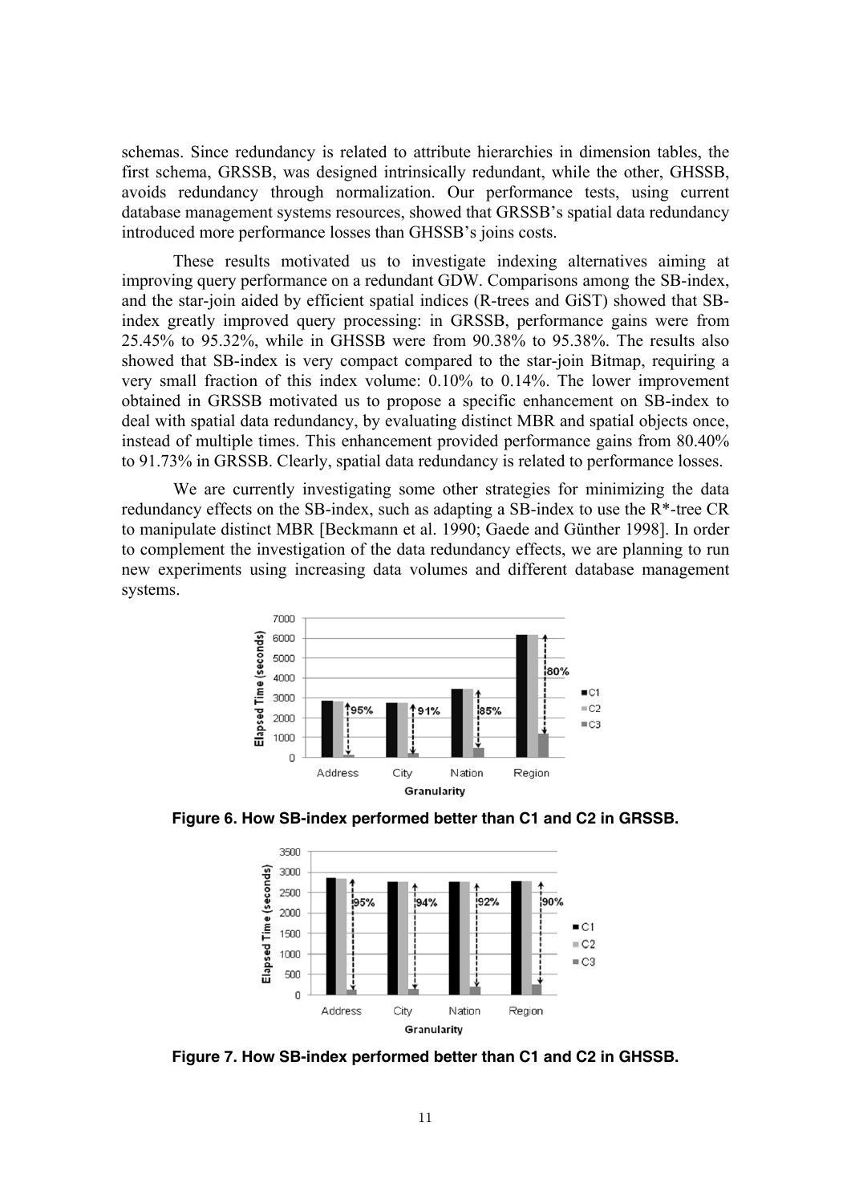schemas. Since redundancy is related to attribute hierarchies in dimension tables, the first schema, GRSSB, was designed intrinsically redundant, while the other, GHSSB, avoids redundancy through normalization. Our performance tests, using current database management systems resources, showed that GRSSB's spatial data redundancy introduced more performance losses than GHSSB's joins costs.

These results motivated us to investigate indexing alternatives aiming at improving query performance on a redundant GDW. Comparisons among the SB-index, and the star-join aided by efficient spatial indices (R-trees and GiST) showed that SB-index greatly improved query processing: in GRSSB, performance gains were from 25.45% to 95.32%, while in GHSSB were from 90.38% to 95.38%. The results also showed that SB-index is very compact compared to the star-join Bitmap, requiring a very small fraction of this index volume: 0.10% to 0.14%. The lower improvement obtained in GRSSB motivated us to propose a specific enhancement on SB-index to deal with spatial data redundancy, by evaluating distinct MBR and spatial objects once, instead of multiple times. This enhancement provided performance gains from 80.40% to 91.73% in GRSSB. Clearly, spatial data redundancy is related to performance losses.

We are currently investigating some other strategies for minimizing the data redundancy effects on the SB-index, such as adapting a SB-index to use the R*-tree CR to manipulate distinct MBR [Beckmann et al. 1990; Gaede and Günther 1998]. In order to complement the investigation of the data redundancy effects, we are planning to run new experiments using increasing data volumes and different database management systems.

**Figure 6. How SB-index performed better than C1 and C2 in GRSSB.**

**Figure 7. How SB-index performed better than C1 and C2 in GHSSB.**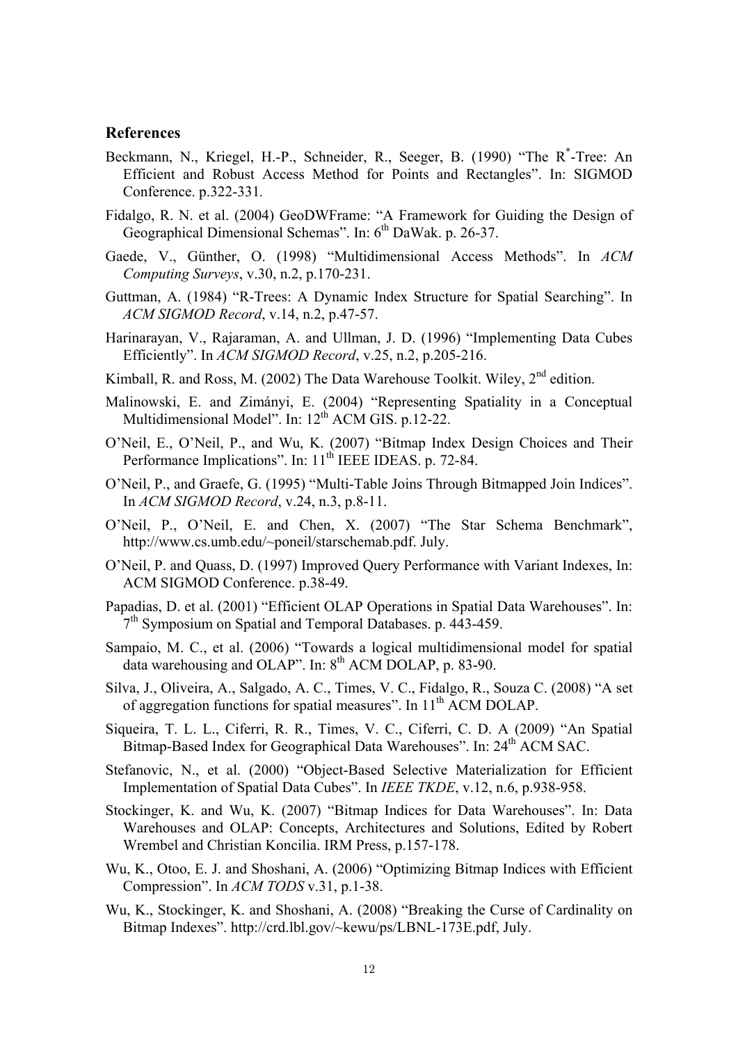## References

Beckmann, N., Kriegel, H.-P., Schneider, R., Seeger, B. (1990) "The R*-Tree: An Efficient and Robust Access Method for Points and Rectangles". In: SIGMOD Conference. p.322-331.

Fidalgo, R. N. et al. (2004) GeoDWFrame: "A Framework for Guiding the Design of Geographical Dimensional Schemas". In: 6th DaWak. p. 26-37.

Gaede, V., Günther, O. (1998) "Multidimensional Access Methods". In *ACM Computing Surveys*, v.30, n.2, p.170-231.

Guttman, A. (1984) "R-Trees: A Dynamic Index Structure for Spatial Searching". In *ACM SIGMOD Record*, v.14, n.2, p.47-57.

Harinarayan, V., Rajaraman, A. and Ullman, J. D. (1996) "Implementing Data Cubes Efficiently". In *ACM SIGMOD Record*, v.25, n.2, p.205-216.

Kimball, R. and Ross, M. (2002) The Data Warehouse Toolkit. Wiley, 2nd edition.

Malinowski, E. and Zimányi, E. (2004) "Representing Spatiality in a Conceptual Multidimensional Model". In: 12th ACM GIS. p.12-22.

O'Neil, E., O'Neil, P., and Wu, K. (2007) "Bitmap Index Design Choices and Their Performance Implications". In: 11th IEEE IDEAS. p. 72-84.

O'Neil, P., and Graefe, G. (1995) "Multi-Table Joins Through Bitmapped Join Indices". In *ACM SIGMOD Record*, v.24, n.3, p.8-11.

O'Neil, P., O'Neil, E. and Chen, X. (2007) "The Star Schema Benchmark", http://www.cs.umb.edu/~poneil/starschemab.pdf. July.

O'Neil, P. and Quass, D. (1997) Improved Query Performance with Variant Indexes, In: ACM SIGMOD Conference. p.38-49.

Papadias, D. et al. (2001) "Efficient OLAP Operations in Spatial Data Warehouses". In: 7th Symposium on Spatial and Temporal Databases. p. 443-459.

Sampaio, M. C., et al. (2006) "Towards a logical multidimensional model for spatial data warehousing and OLAP". In: 8th ACM DOLAP, p. 83-90.

Silva, J., Oliveira, A., Salgado, A. C., Times, V. C., Fidalgo, R., Souza C. (2008) "A set of aggregation functions for spatial measures". In 11th ACM DOLAP.

Siqueira, T. L. L., Ciferri, R. R., Times, V. C., Ciferri, C. D. A (2009) "An Spatial Bitmap-Based Index for Geographical Data Warehouses". In: 24th ACM SAC.

Stefanovic, N., et al. (2000) "Object-Based Selective Materialization for Efficient Implementation of Spatial Data Cubes". In *IEEE TKDE*, v.12, n.6, p.938-958.

Stockinger, K. and Wu, K. (2007) "Bitmap Indices for Data Warehouses". In: Data Warehouses and OLAP: Concepts, Architectures and Solutions, Edited by Robert Wrembel and Christian Koncilia. IRM Press, p.157-178.

Wu, K., Otoo, E. J. and Shoshani, A. (2006) "Optimizing Bitmap Indices with Efficient Compression". In *ACM TODS* v.31, p.1-38.

Wu, K., Stockinger, K. and Shoshani, A. (2008) "Breaking the Curse of Cardinality on Bitmap Indexes". http://crd.lbl.gov/~kewu/ps/LBNL-173E.pdf, July.